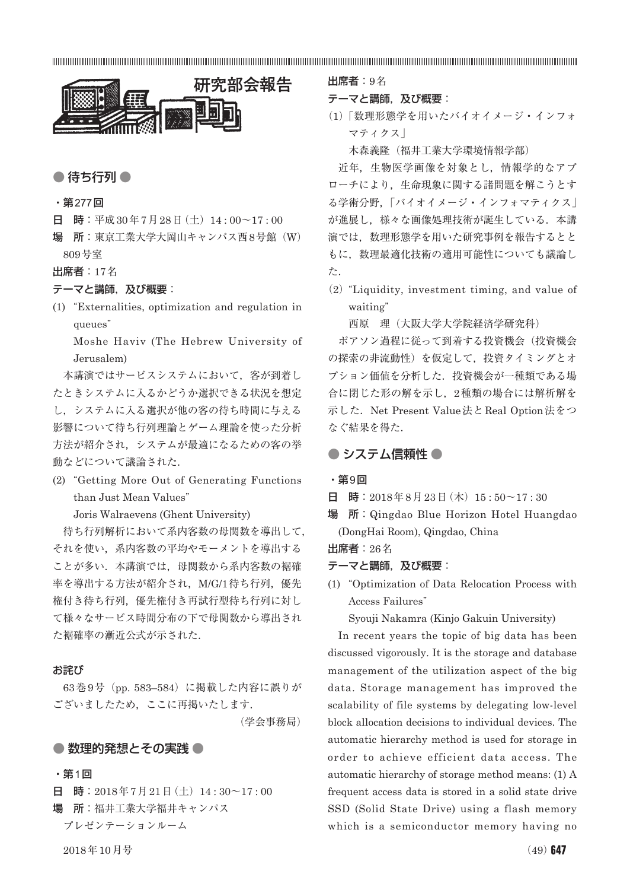# 研究部会報告

## ● 待ち行列 ●

### ・第277回

**日　時**：平成30年7月28日（土）14 : 00〜17 : 00

**場　所**：東京工業大学大岡山キャンパス西8号館（W）809号室

**出席者**：17名

**テーマと講師，及び概要**：

(1) "Externalities, optimization and regulation in queues"

Moshe Haviv (The Hebrew University of Jerusalem)

本講演ではサービスシステムにおいて，客が到着したときシステムに入るかどうか選択できる状況を想定し，システムに入る選択が他の客の待ち時間に与える影響について待ち行列理論とゲーム理論を使った分析方法が紹介され，システムが最適になるための客の挙動などについて議論された．

(2) "Getting More Out of Generating Functions than Just Mean Values"

Joris Walraevens (Ghent University)

待ち行列解析において系内客数の母関数を導出して，それを使い，系内客数の平均やモーメントを導出することが多い．本講演では，母関数から系内客数の裾確率を導出する方法が紹介され，M/G/1待ち行列，優先権付き待ち行列，優先権付き再試行型待ち行列に対して様々なサービス時間分布の下で母関数から導出された裾確率の漸近公式が示された．

### お詫び

63巻9号（pp. 583–584）に掲載した内容に誤りがございましたため，ここに再掲いたします．

（学会事務局）

## ● 数理的発想とその実践 ●

### ・第1回

**日　時**：2018年7月21日（土）14 : 30〜17 : 00

**場　所**：福井工業大学福井キャンパス プレゼンテーションルーム

**出席者**：9名

**テーマと講師，及び概要**：

(1)「数理形態学を用いたバイオイメージ・インフォマティクス」

木森義隆（福井工業大学環境情報学部）

近年，生物医学画像を対象とし，情報学的なアプローチにより，生命現象に関する諸問題を解こうとする学術分野，「バイオイメージ・インフォマティクス」が進展し，様々な画像処理技術が誕生している．本講演では，数理形態学を用いた研究事例を報告するとともに，数理最適化技術の適用可能性についても議論した．

(2) "Liquidity, investment timing, and value of waiting"

西原　理（大阪大学大学院経済学研究科）

ポアソン過程に従って到着する投資機会（投資機会の探索の非流動性）を仮定して，投資タイミングとオプション価値を分析した．投資機会が一種類である場合に閉じた形の解を示し，2種類の場合には解析解を示した．Net Present Value法とReal Option法をつなぐ結果を得た．

## ● システム信頼性 ●

### ・第9回

**日　時**：2018年8月23日（木）15 : 50〜17 : 30

**場　所**：Qingdao Blue Horizon Hotel Huangdao (DongHai Room), Qingdao, China

**出席者**：26名

**テーマと講師，及び概要**：

(1) "Optimization of Data Relocation Process with Access Failures"

Syouji Nakamra (Kinjo Gakuin University)

In recent years the topic of big data has been discussed vigorously. It is the storage and database management of the utilization aspect of the big data. Storage management has improved the scalability of file systems by delegating low-level block allocation decisions to individual devices. The automatic hierarchy method is used for storage in order to achieve efficient data access. The automatic hierarchy of storage method means: (1) A frequent access data is stored in a solid state drive SSD (Solid State Drive) using a flash memory which is a semiconductor memory having no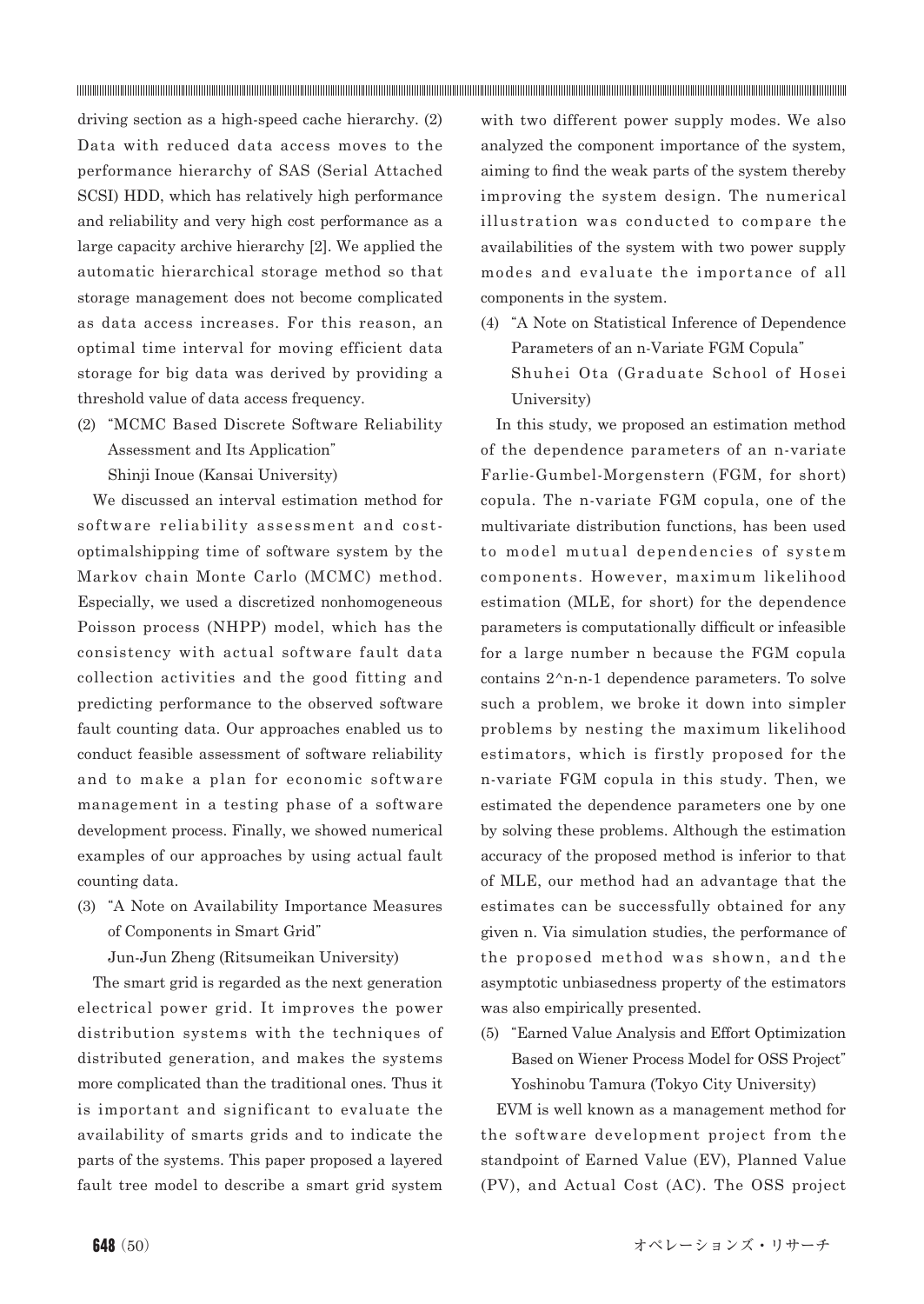driving section as a high-speed cache hierarchy. (2) Data with reduced data access moves to the performance hierarchy of SAS (Serial Attached SCSI) HDD, which has relatively high performance and reliability and very high cost performance as a large capacity archive hierarchy [2]. We applied the automatic hierarchical storage method so that storage management does not become complicated as data access increases. For this reason, an optimal time interval for moving efficient data storage for big data was derived by providing a threshold value of data access frequency.

(2) "MCMC Based Discrete Software Reliability Assessment and Its Application"
Shinji Inoue (Kansai University)

We discussed an interval estimation method for software reliability assessment and cost-optimalshipping time of software system by the Markov chain Monte Carlo (MCMC) method. Especially, we used a discretized nonhomogeneous Poisson process (NHPP) model, which has the consistency with actual software fault data collection activities and the good fitting and predicting performance to the observed software fault counting data. Our approaches enabled us to conduct feasible assessment of software reliability and to make a plan for economic software management in a testing phase of a software development process. Finally, we showed numerical examples of our approaches by using actual fault counting data.

(3) "A Note on Availability Importance Measures of Components in Smart Grid"
Jun-Jun Zheng (Ritsumeikan University)

The smart grid is regarded as the next generation electrical power grid. It improves the power distribution systems with the techniques of distributed generation, and makes the systems more complicated than the traditional ones. Thus it is important and significant to evaluate the availability of smarts grids and to indicate the parts of the systems. This paper proposed a layered fault tree model to describe a smart grid system with two different power supply modes. We also analyzed the component importance of the system, aiming to find the weak parts of the system thereby improving the system design. The numerical illustration was conducted to compare the availabilities of the system with two power supply modes and evaluate the importance of all components in the system.

(4) "A Note on Statistical Inference of Dependence Parameters of an n-Variate FGM Copula"
Shuhei Ota (Graduate School of Hosei University)

In this study, we proposed an estimation method of the dependence parameters of an n-variate Farlie-Gumbel-Morgenstern (FGM, for short) copula. The n-variate FGM copula, one of the multivariate distribution functions, has been used to model mutual dependencies of system components. However, maximum likelihood estimation (MLE, for short) for the dependence parameters is computationally difficult or infeasible for a large number n because the FGM copula contains 2^n-n-1 dependence parameters. To solve such a problem, we broke it down into simpler problems by nesting the maximum likelihood estimators, which is firstly proposed for the n-variate FGM copula in this study. Then, we estimated the dependence parameters one by one by solving these problems. Although the estimation accuracy of the proposed method is inferior to that of MLE, our method had an advantage that the estimates can be successfully obtained for any given n. Via simulation studies, the performance of the proposed method was shown, and the asymptotic unbiasedness property of the estimators was also empirically presented.

(5) "Earned Value Analysis and Effort Optimization Based on Wiener Process Model for OSS Project"
Yoshinobu Tamura (Tokyo City University)

EVM is well known as a management method for the software development project from the standpoint of Earned Value (EV), Planned Value (PV), and Actual Cost (AC). The OSS project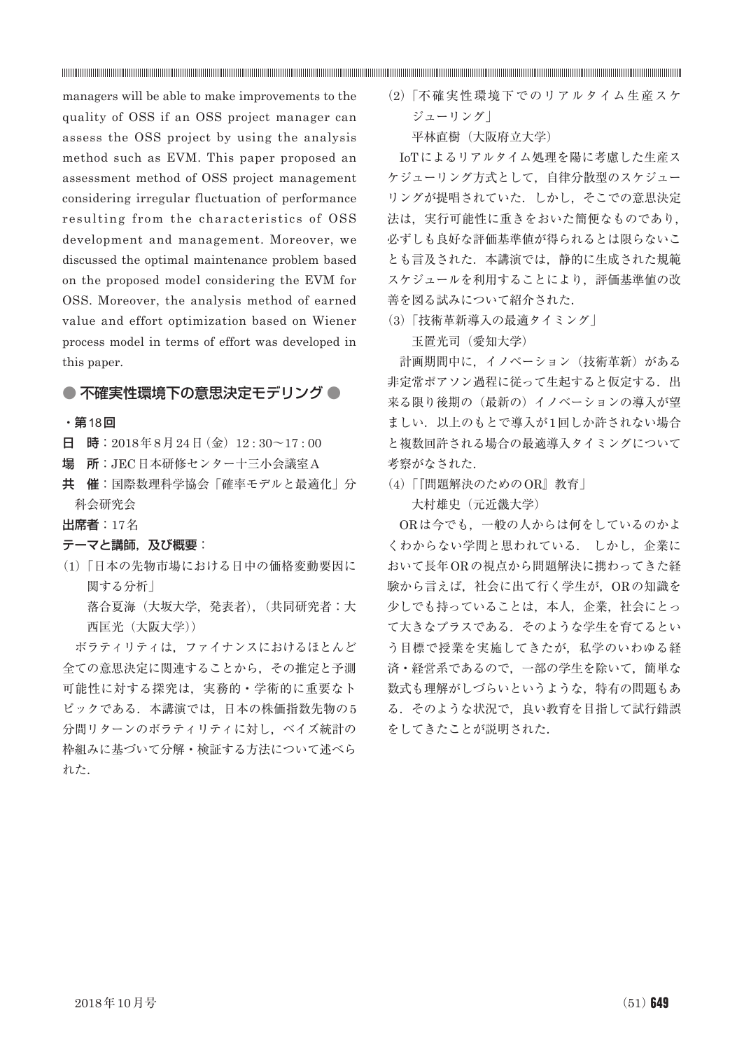managers will be able to make improvements to the quality of OSS if an OSS project manager can assess the OSS project by using the analysis method such as EVM. This paper proposed an assessment method of OSS project management considering irregular fluctuation of performance resulting from the characteristics of OSS development and management. Moreover, we discussed the optimal maintenance problem based on the proposed model considering the EVM for OSS. Moreover, the analysis method of earned value and effort optimization based on Wiener process model in terms of effort was developed in this paper.

## ● 不確実性環境下の意思決定モデリング ●

**・第18回**

**日　時**：2018年8月24日（金）12 : 30〜17 : 00

**場　所**：JEC日本研修センター十三小会議室A

**共　催**：国際数理科学協会「確率モデルと最適化」分科会研究会

**出席者**：17名

**テーマと講師，及び概要**：

(1)「日本の先物市場における日中の価格変動要因に関する分析」
　落合夏海（大坂大学，発表者），（共同研究者：大西匡光（大阪大学））

ボラティリティは，ファイナンスにおけるほとんど全ての意思決定に関連することから，その推定と予測可能性に対する探究は，実務的・学術的に重要なトピックである．本講演では，日本の株価指数先物の5分間リターンのボラティリティに対し，ベイズ統計の枠組みに基づいて分解・検証する方法について述べられた．

(2)「不確実性環境下でのリアルタイム生産スケジューリング」
　平林直樹（大阪府立大学）

IoTによるリアルタイム処理を陽に考慮した生産スケジューリング方式として，自律分散型のスケジューリングが提唱されていた．しかし，そこでの意思決定法は，実行可能性に重きをおいた簡便なものであり，必ずしも良好な評価基準値が得られるとは限らないことも言及された．本講演では，静的に生成された規範スケジュールを利用することにより，評価基準値の改善を図る試みについて紹介された．

(3)「技術革新導入の最適タイミング」
　玉置光司（愛知大学）

計画期間中に，イノベーション（技術革新）がある非定常ポアソン過程に従って生起すると仮定する．出来る限り後期の（最新の）イノベーションの導入が望ましい．以上のもとで導入が1回しか許されない場合と複数回許される場合の最適導入タイミングについて考察がなされた．

(4)「『問題解決のためのOR』教育」
　大村雄史（元近畿大学）

ORは今でも，一般の人からは何をしているのかよくわからない学問と思われている．しかし，企業において長年ORの視点から問題解決に携わってきた経験から言えば，社会に出て行く学生が，ORの知識を少しでも持っていることは，本人，企業，社会にとって大きなプラスである．そのような学生を育てるという目標で授業を実施してきたが，私学のいわゆる経済・経営系であるので，一部の学生を除いて，簡単な数式も理解がしづらいというような，特有の問題もある．そのような状況で，良い教育を目指して試行錯誤をしてきたことが説明された．